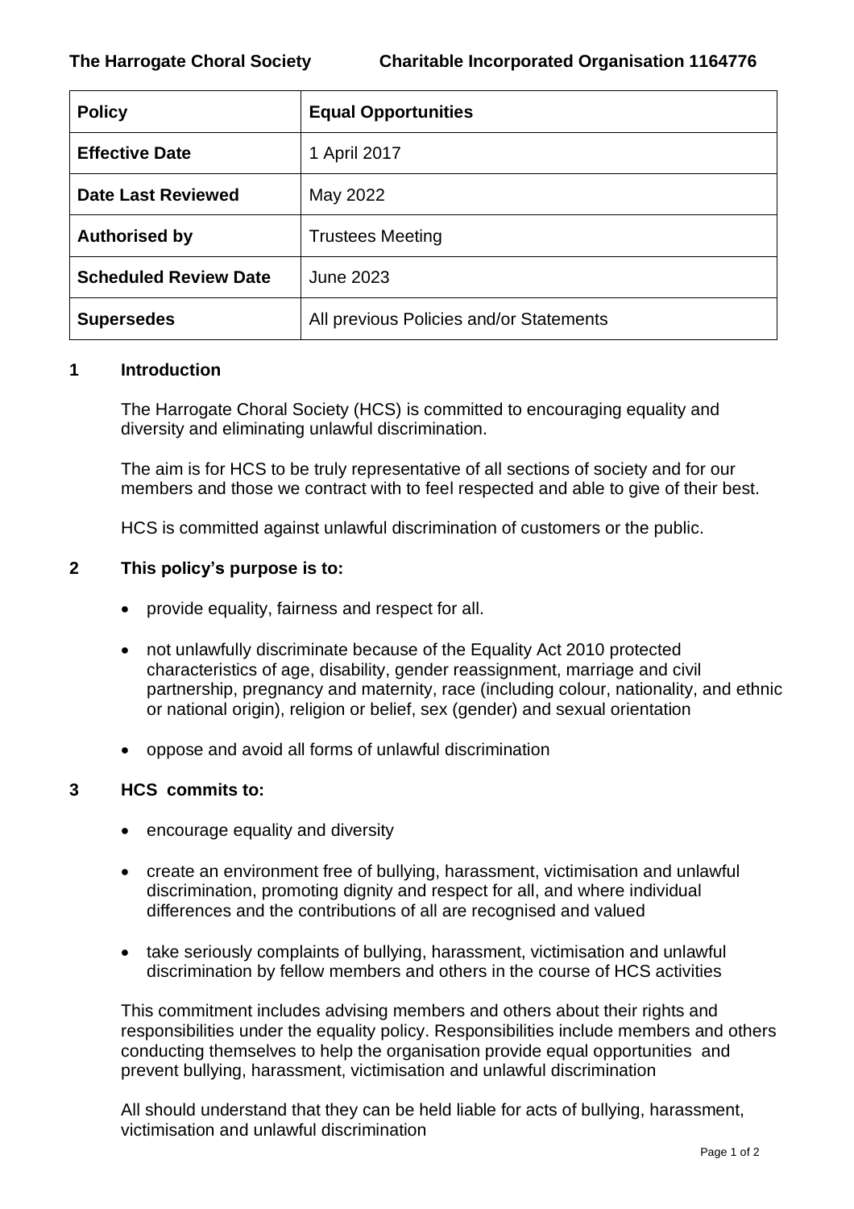**The Harrogate Choral Society** **Charitable Incorporated Organisation 1164776**

| **Policy** | **Equal Opportunities** |
|---|---|
| **Effective Date** | 1 April 2017 |
| **Date Last Reviewed** | May 2022 |
| **Authorised by** | Trustees Meeting |
| **Scheduled Review Date** | June 2023 |
| **Supersedes** | All previous Policies and/or Statements |

## 1 Introduction

The Harrogate Choral Society (HCS) is committed to encouraging equality and diversity and eliminating unlawful discrimination.

The aim is for HCS to be truly representative of all sections of society and for our members and those we contract with to feel respected and able to give of their best.

HCS is committed against unlawful discrimination of customers or the public.

## 2 This policy's purpose is to:

- provide equality, fairness and respect for all.
- not unlawfully discriminate because of the Equality Act 2010 protected characteristics of age, disability, gender reassignment, marriage and civil partnership, pregnancy and maternity, race (including colour, nationality, and ethnic or national origin), religion or belief, sex (gender) and sexual orientation
- oppose and avoid all forms of unlawful discrimination

## 3 HCS commits to:

- encourage equality and diversity
- create an environment free of bullying, harassment, victimisation and unlawful discrimination, promoting dignity and respect for all, and where individual differences and the contributions of all are recognised and valued
- take seriously complaints of bullying, harassment, victimisation and unlawful discrimination by fellow members and others in the course of HCS activities

This commitment includes advising members and others about their rights and responsibilities under the equality policy. Responsibilities include members and others conducting themselves to help the organisation provide equal opportunities and prevent bullying, harassment, victimisation and unlawful discrimination

All should understand that they can be held liable for acts of bullying, harassment, victimisation and unlawful discrimination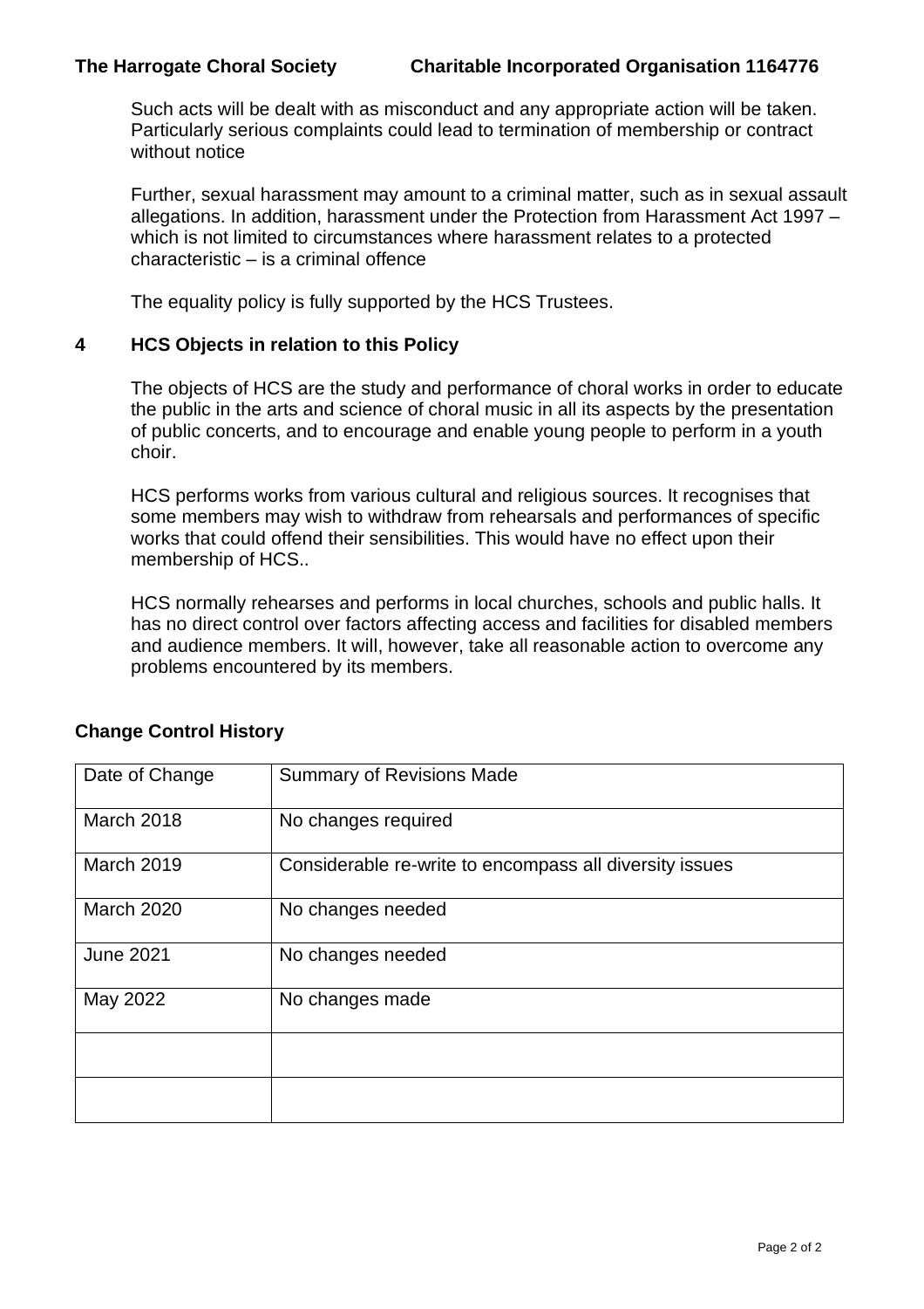Such acts will be dealt with as misconduct and any appropriate action will be taken. Particularly serious complaints could lead to termination of membership or contract without notice

Further, sexual harassment may amount to a criminal matter, such as in sexual assault allegations. In addition, harassment under the Protection from Harassment Act 1997 – which is not limited to circumstances where harassment relates to a protected characteristic – is a criminal offence

The equality policy is fully supported by the HCS Trustees.

## 4 HCS Objects in relation to this Policy

The objects of HCS are the study and performance of choral works in order to educate the public in the arts and science of choral music in all its aspects by the presentation of public concerts, and to encourage and enable young people to perform in a youth choir.

HCS performs works from various cultural and religious sources. It recognises that some members may wish to withdraw from rehearsals and performances of specific works that could offend their sensibilities. This would have no effect upon their membership of HCS..

HCS normally rehearses and performs in local churches, schools and public halls. It has no direct control over factors affecting access and facilities for disabled members and audience members. It will, however, take all reasonable action to overcome any problems encountered by its members.

## Change Control History

| Date of Change | Summary of Revisions Made |
|---|---|
| March 2018 | No changes required |
| March 2019 | Considerable re-write to encompass all diversity issues |
| March 2020 | No changes needed |
| June 2021 | No changes needed |
| May 2022 | No changes made |
| | |
| | |